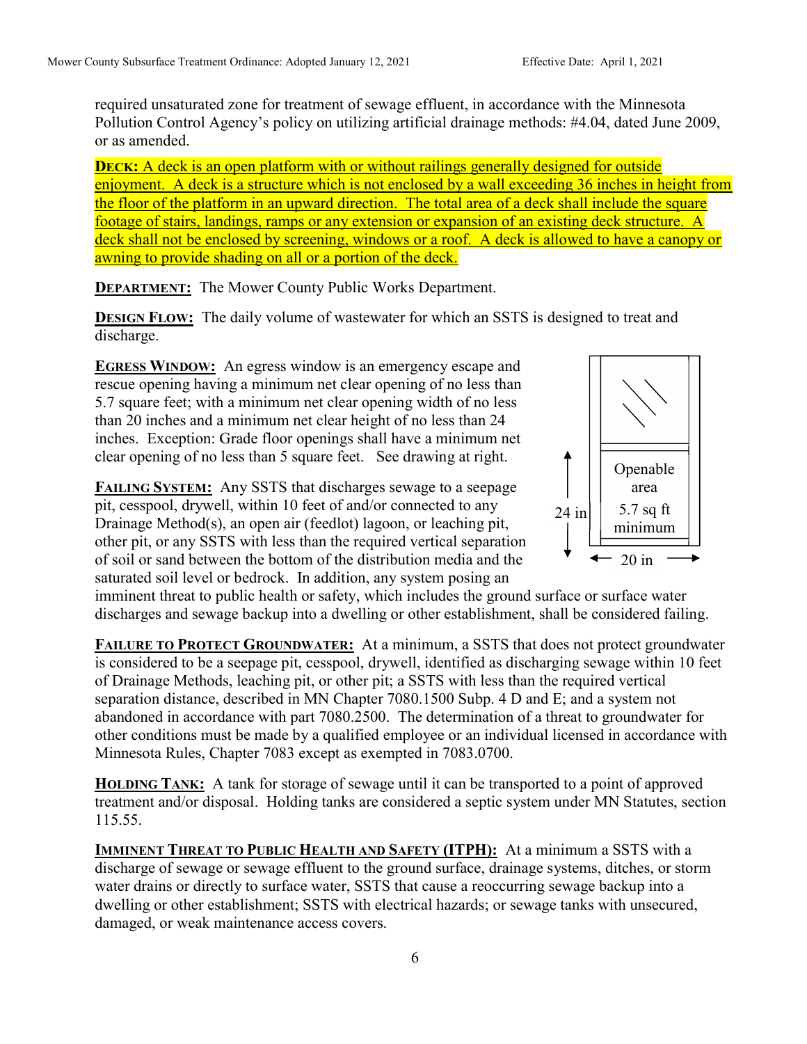required unsaturated zone for treatment of sewage effluent, in accordance with the Minnesota Pollution Control Agency's policy on utilizing artificial drainage methods: #4.04, dated June 2009, or as amended.

**DECK:** A deck is an open platform with or without railings generally designed for outside enjoyment. A deck is a structure which is not enclosed by a wall exceeding 36 inches in height from the floor of the platform in an upward direction. The total area of a deck shall include the square footage of stairs, landings, ramps or any extension or expansion of an existing deck structure. A deck shall not be enclosed by screening, windows or a roof. A deck is allowed to have a canopy or awning to provide shading on all or a portion of the deck.

**DEPARTMENT:** The Mower County Public Works Department.

**DESIGN FLOW:** The daily volume of wastewater for which an SSTS is designed to treat and discharge.

**EGRESS WINDOW:** An egress window is an emergency escape and rescue opening having a minimum net clear opening of no less than 5.7 square feet; with a minimum net clear opening width of no less than 20 inches and a minimum net clear height of no less than 24 inches. Exception: Grade floor openings shall have a minimum net clear opening of no less than 5 square feet. See drawing at right.

Openable area 5.7 sq ft minimum; 24 in; 20 in

**FAILING SYSTEM:** Any SSTS that discharges sewage to a seepage pit, cesspool, drywell, within 10 feet of and/or connected to any Drainage Method(s), an open air (feedlot) lagoon, or leaching pit, other pit, or any SSTS with less than the required vertical separation of soil or sand between the bottom of the distribution media and the saturated soil level or bedrock. In addition, any system posing an imminent threat to public health or safety, which includes the ground surface or surface water discharges and sewage backup into a dwelling or other establishment, shall be considered failing.

**FAILURE TO PROTECT GROUNDWATER:** At a minimum, a SSTS that does not protect groundwater is considered to be a seepage pit, cesspool, drywell, identified as discharging sewage within 10 feet of Drainage Methods, leaching pit, or other pit; a SSTS with less than the required vertical separation distance, described in MN Chapter 7080.1500 Subp. 4 D and E; and a system not abandoned in accordance with part 7080.2500. The determination of a threat to groundwater for other conditions must be made by a qualified employee or an individual licensed in accordance with Minnesota Rules, Chapter 7083 except as exempted in 7083.0700.

**HOLDING TANK:** A tank for storage of sewage until it can be transported to a point of approved treatment and/or disposal. Holding tanks are considered a septic system under MN Statutes, section 115.55.

**IMMINENT THREAT TO PUBLIC HEALTH AND SAFETY (ITPH):** At a minimum a SSTS with a discharge of sewage or sewage effluent to the ground surface, drainage systems, ditches, or storm water drains or directly to surface water, SSTS that cause a reoccurring sewage backup into a dwelling or other establishment; SSTS with electrical hazards; or sewage tanks with unsecured, damaged, or weak maintenance access covers.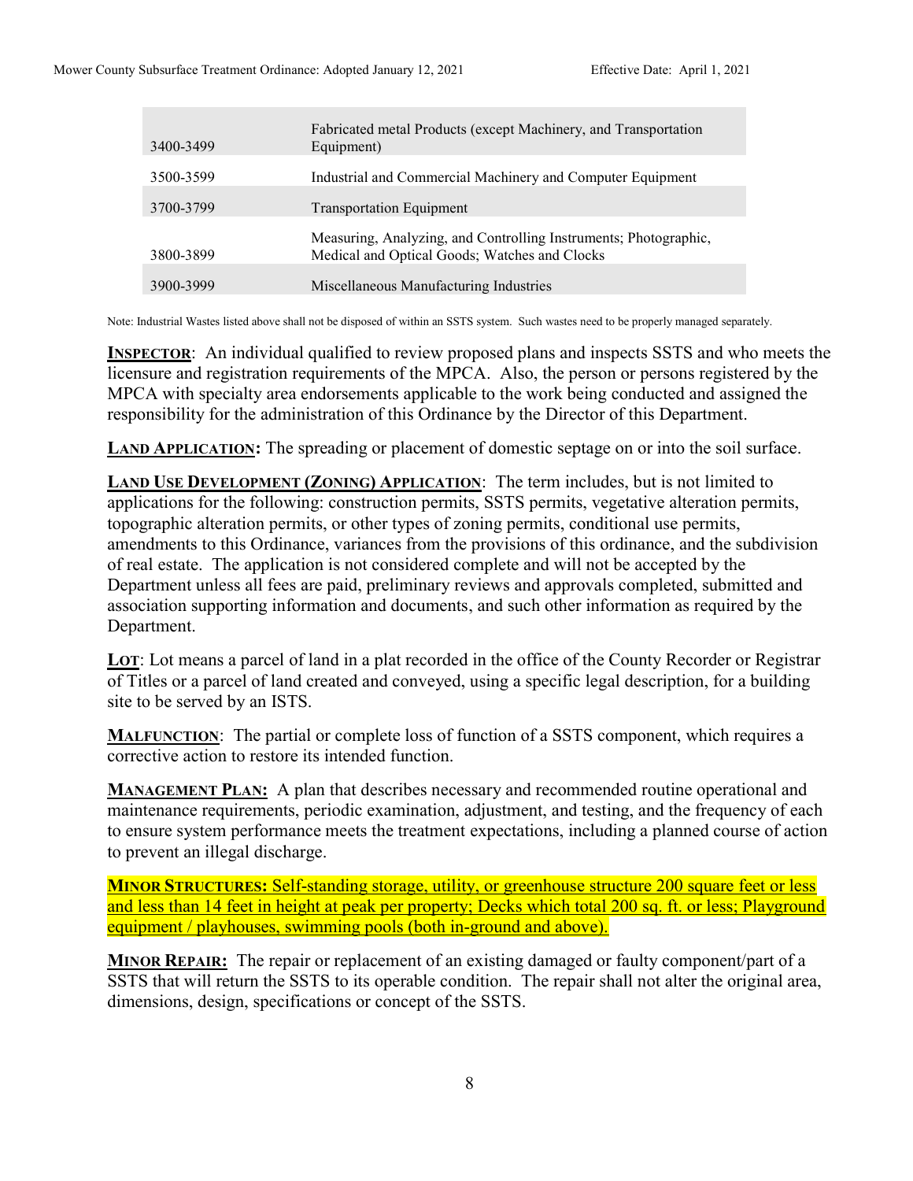| | |
|---|---|
| 3400-3499 | Fabricated metal Products (except Machinery, and Transportation Equipment) |
| 3500-3599 | Industrial and Commercial Machinery and Computer Equipment |
| 3700-3799 | Transportation Equipment |
| 3800-3899 | Measuring, Analyzing, and Controlling Instruments; Photographic, Medical and Optical Goods; Watches and Clocks |
| 3900-3999 | Miscellaneous Manufacturing Industries |

Note: Industrial Wastes listed above shall not be disposed of within an SSTS system. Such wastes need to be properly managed separately.

**INSPECTOR**: An individual qualified to review proposed plans and inspects SSTS and who meets the licensure and registration requirements of the MPCA. Also, the person or persons registered by the MPCA with specialty area endorsements applicable to the work being conducted and assigned the responsibility for the administration of this Ordinance by the Director of this Department.

**LAND APPLICATION:** The spreading or placement of domestic septage on or into the soil surface.

**LAND USE DEVELOPMENT (ZONING) APPLICATION**: The term includes, but is not limited to applications for the following: construction permits, SSTS permits, vegetative alteration permits, topographic alteration permits, or other types of zoning permits, conditional use permits, amendments to this Ordinance, variances from the provisions of this ordinance, and the subdivision of real estate. The application is not considered complete and will not be accepted by the Department unless all fees are paid, preliminary reviews and approvals completed, submitted and association supporting information and documents, and such other information as required by the Department.

**LOT**: Lot means a parcel of land in a plat recorded in the office of the County Recorder or Registrar of Titles or a parcel of land created and conveyed, using a specific legal description, for a building site to be served by an ISTS.

**MALFUNCTION**: The partial or complete loss of function of a SSTS component, which requires a corrective action to restore its intended function.

**MANAGEMENT PLAN:** A plan that describes necessary and recommended routine operational and maintenance requirements, periodic examination, adjustment, and testing, and the frequency of each to ensure system performance meets the treatment expectations, including a planned course of action to prevent an illegal discharge.

**MINOR STRUCTURES:** Self-standing storage, utility, or greenhouse structure 200 square feet or less and less than 14 feet in height at peak per property; Decks which total 200 sq. ft. or less; Playground equipment / playhouses, swimming pools (both in-ground and above).

**MINOR REPAIR:** The repair or replacement of an existing damaged or faulty component/part of a SSTS that will return the SSTS to its operable condition. The repair shall not alter the original area, dimensions, design, specifications or concept of the SSTS.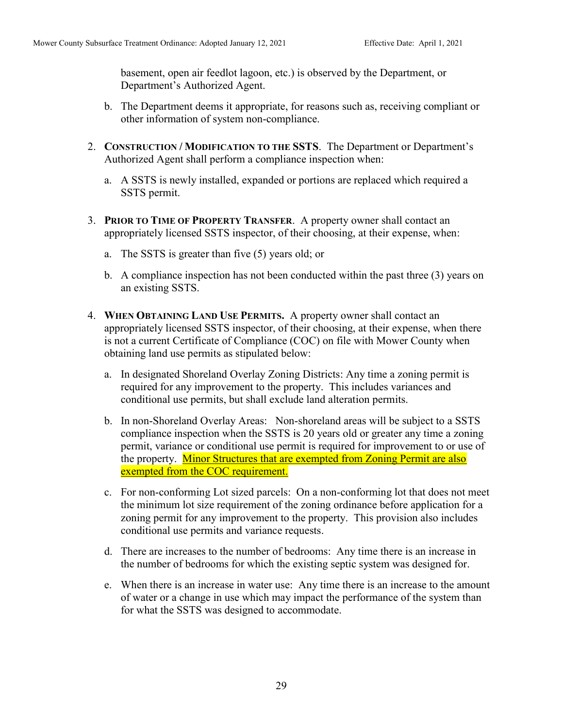basement, open air feedlot lagoon, etc.) is observed by the Department, or Department's Authorized Agent.

b. The Department deems it appropriate, for reasons such as, receiving compliant or other information of system non-compliance.

2. **CONSTRUCTION / MODIFICATION TO THE SSTS**. The Department or Department's Authorized Agent shall perform a compliance inspection when:

   a. A SSTS is newly installed, expanded or portions are replaced which required a SSTS permit.

3. **PRIOR TO TIME OF PROPERTY TRANSFER**. A property owner shall contact an appropriately licensed SSTS inspector, of their choosing, at their expense, when:

   a. The SSTS is greater than five (5) years old; or

   b. A compliance inspection has not been conducted within the past three (3) years on an existing SSTS.

4. **WHEN OBTAINING LAND USE PERMITS.** A property owner shall contact an appropriately licensed SSTS inspector, of their choosing, at their expense, when there is not a current Certificate of Compliance (COC) on file with Mower County when obtaining land use permits as stipulated below:

   a. In designated Shoreland Overlay Zoning Districts: Any time a zoning permit is required for any improvement to the property. This includes variances and conditional use permits, but shall exclude land alteration permits.

   b. In non-Shoreland Overlay Areas: Non-shoreland areas will be subject to a SSTS compliance inspection when the SSTS is 20 years old or greater any time a zoning permit, variance or conditional use permit is required for improvement to or use of the property. Minor Structures that are exempted from Zoning Permit are also exempted from the COC requirement.

   c. For non-conforming Lot sized parcels: On a non-conforming lot that does not meet the minimum lot size requirement of the zoning ordinance before application for a zoning permit for any improvement to the property. This provision also includes conditional use permits and variance requests.

   d. There are increases to the number of bedrooms: Any time there is an increase in the number of bedrooms for which the existing septic system was designed for.

   e. When there is an increase in water use: Any time there is an increase to the amount of water or a change in use which may impact the performance of the system than for what the SSTS was designed to accommodate.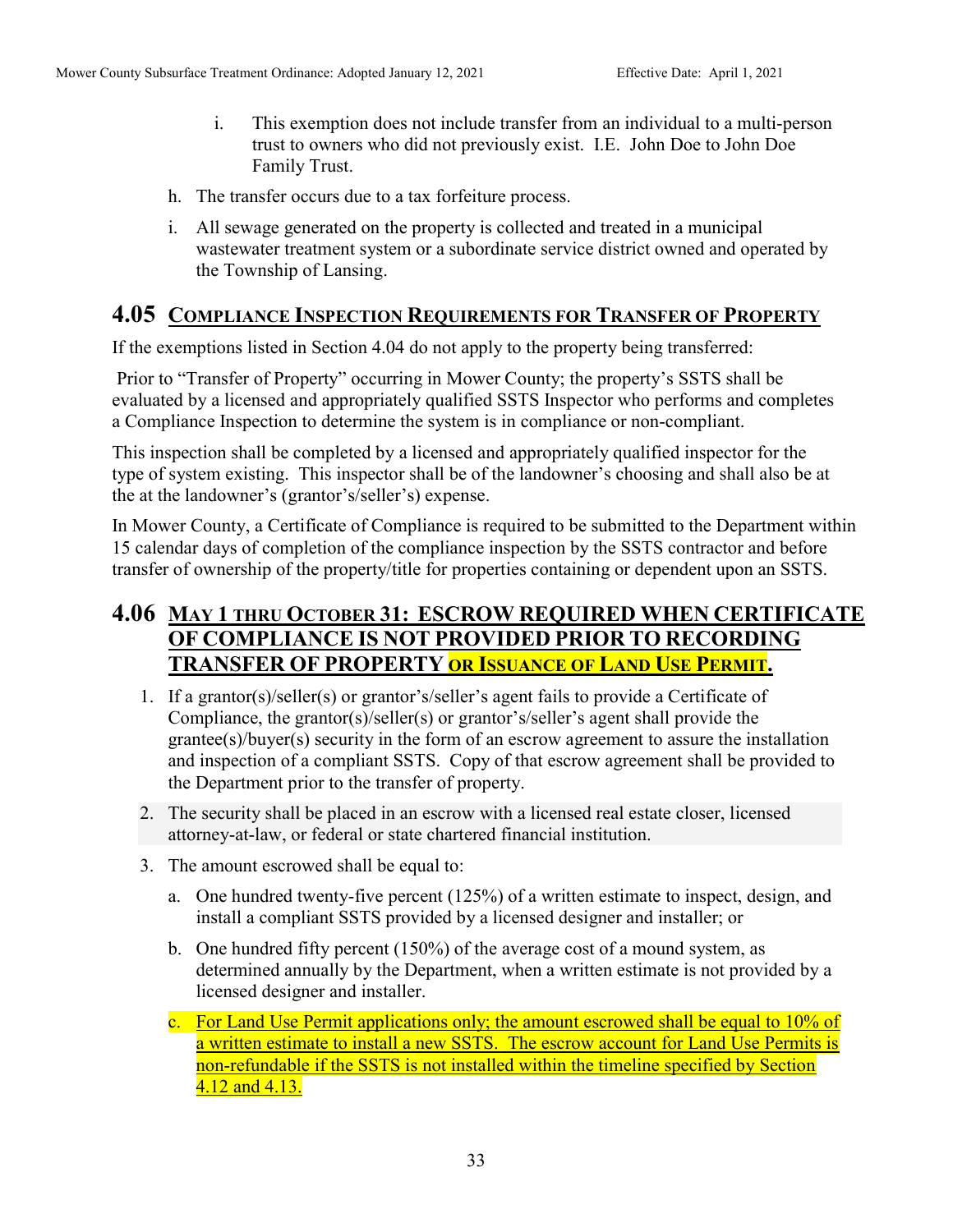i. This exemption does not include transfer from an individual to a multi-person trust to owners who did not previously exist. I.E. John Doe to John Doe Family Trust.

h. The transfer occurs due to a tax forfeiture process.

i. All sewage generated on the property is collected and treated in a municipal wastewater treatment system or a subordinate service district owned and operated by the Township of Lansing.

## 4.05 COMPLIANCE INSPECTION REQUIREMENTS FOR TRANSFER OF PROPERTY

If the exemptions listed in Section 4.04 do not apply to the property being transferred:

Prior to "Transfer of Property" occurring in Mower County; the property's SSTS shall be evaluated by a licensed and appropriately qualified SSTS Inspector who performs and completes a Compliance Inspection to determine the system is in compliance or non-compliant.

This inspection shall be completed by a licensed and appropriately qualified inspector for the type of system existing. This inspector shall be of the landowner's choosing and shall also be at the at the landowner's (grantor's/seller's) expense.

In Mower County, a Certificate of Compliance is required to be submitted to the Department within 15 calendar days of completion of the compliance inspection by the SSTS contractor and before transfer of ownership of the property/title for properties containing or dependent upon an SSTS.

## 4.06 MAY 1 THRU OCTOBER 31: ESCROW REQUIRED WHEN CERTIFICATE OF COMPLIANCE IS NOT PROVIDED PRIOR TO RECORDING TRANSFER OF PROPERTY OR ISSUANCE OF LAND USE PERMIT.

1. If a grantor(s)/seller(s) or grantor's/seller's agent fails to provide a Certificate of Compliance, the grantor(s)/seller(s) or grantor's/seller's agent shall provide the grantee(s)/buyer(s) security in the form of an escrow agreement to assure the installation and inspection of a compliant SSTS. Copy of that escrow agreement shall be provided to the Department prior to the transfer of property.
2. The security shall be placed in an escrow with a licensed real estate closer, licensed attorney-at-law, or federal or state chartered financial institution.
3. The amount escrowed shall be equal to:
   a. One hundred twenty-five percent (125%) of a written estimate to inspect, design, and install a compliant SSTS provided by a licensed designer and installer; or
   b. One hundred fifty percent (150%) of the average cost of a mound system, as determined annually by the Department, when a written estimate is not provided by a licensed designer and installer.
   c. For Land Use Permit applications only; the amount escrowed shall be equal to 10% of a written estimate to install a new SSTS. The escrow account for Land Use Permits is non-refundable if the SSTS is not installed within the timeline specified by Section 4.12 and 4.13.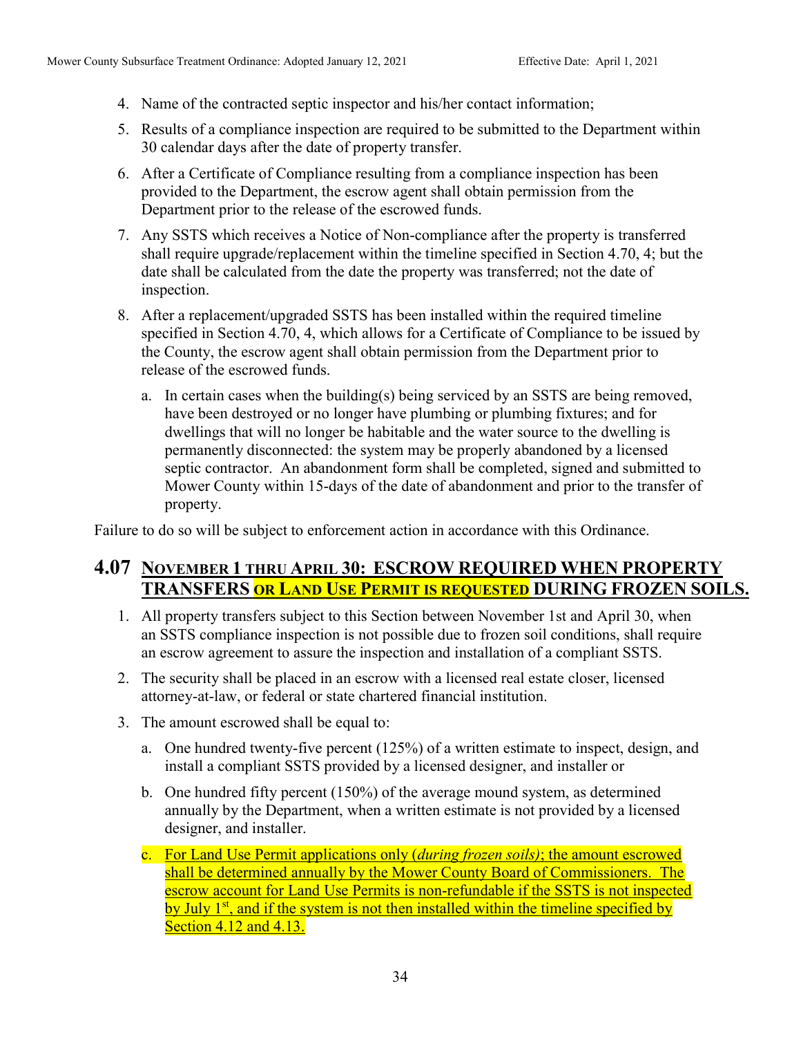4. Name of the contracted septic inspector and his/her contact information;
5. Results of a compliance inspection are required to be submitted to the Department within 30 calendar days after the date of property transfer.
6. After a Certificate of Compliance resulting from a compliance inspection has been provided to the Department, the escrow agent shall obtain permission from the Department prior to the release of the escrowed funds.
7. Any SSTS which receives a Notice of Non-compliance after the property is transferred shall require upgrade/replacement within the timeline specified in Section 4.70, 4; but the date shall be calculated from the date the property was transferred; not the date of inspection.
8. After a replacement/upgraded SSTS has been installed within the required timeline specified in Section 4.70, 4, which allows for a Certificate of Compliance to be issued by the County, the escrow agent shall obtain permission from the Department prior to release of the escrowed funds.
   a. In certain cases when the building(s) being serviced by an SSTS are being removed, have been destroyed or no longer have plumbing or plumbing fixtures; and for dwellings that will no longer be habitable and the water source to the dwelling is permanently disconnected: the system may be properly abandoned by a licensed septic contractor. An abandonment form shall be completed, signed and submitted to Mower County within 15-days of the date of abandonment and prior to the transfer of property.

Failure to do so will be subject to enforcement action in accordance with this Ordinance.

## 4.07 NOVEMBER 1 THRU APRIL 30: ESCROW REQUIRED WHEN PROPERTY TRANSFERS OR LAND USE PERMIT IS REQUESTED DURING FROZEN SOILS.

1. All property transfers subject to this Section between November 1st and April 30, when an SSTS compliance inspection is not possible due to frozen soil conditions, shall require an escrow agreement to assure the inspection and installation of a compliant SSTS.
2. The security shall be placed in an escrow with a licensed real estate closer, licensed attorney-at-law, or federal or state chartered financial institution.
3. The amount escrowed shall be equal to:
   a. One hundred twenty-five percent (125%) of a written estimate to inspect, design, and install a compliant SSTS provided by a licensed designer, and installer or
   b. One hundred fifty percent (150%) of the average mound system, as determined annually by the Department, when a written estimate is not provided by a licensed designer, and installer.
   c. For Land Use Permit applications only (*during frozen soils)*; the amount escrowed shall be determined annually by the Mower County Board of Commissioners. The escrow account for Land Use Permits is non-refundable if the SSTS is not inspected by July 1st, and if the system is not then installed within the timeline specified by Section 4.12 and 4.13.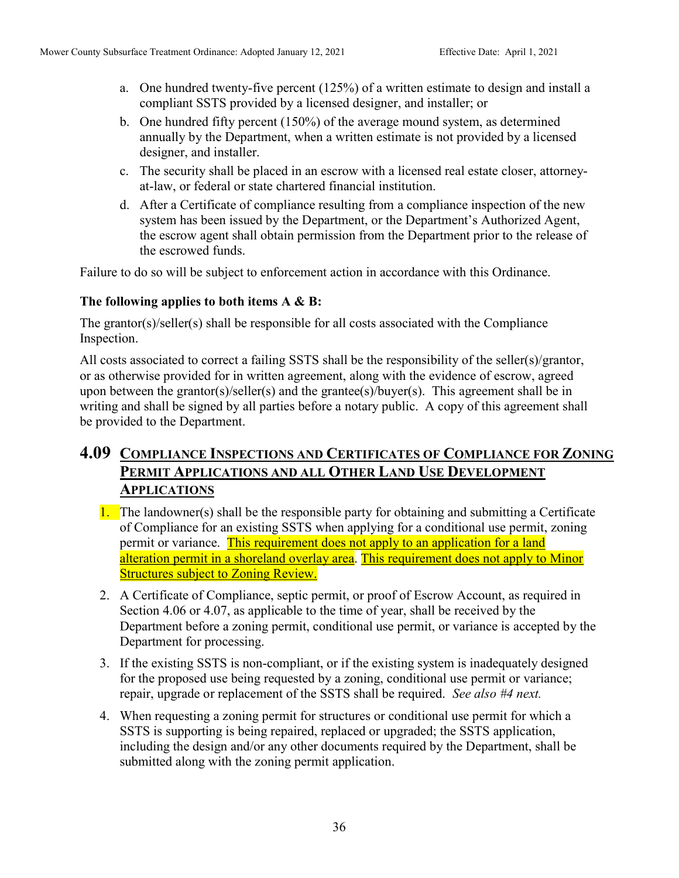a. One hundred twenty-five percent (125%) of a written estimate to design and install a compliant SSTS provided by a licensed designer, and installer; or

b. One hundred fifty percent (150%) of the average mound system, as determined annually by the Department, when a written estimate is not provided by a licensed designer, and installer.

c. The security shall be placed in an escrow with a licensed real estate closer, attorney-at-law, or federal or state chartered financial institution.

d. After a Certificate of compliance resulting from a compliance inspection of the new system has been issued by the Department, or the Department's Authorized Agent, the escrow agent shall obtain permission from the Department prior to the release of the escrowed funds.

Failure to do so will be subject to enforcement action in accordance with this Ordinance.

**The following applies to both items A & B:**

The grantor(s)/seller(s) shall be responsible for all costs associated with the Compliance Inspection.

All costs associated to correct a failing SSTS shall be the responsibility of the seller(s)/grantor, or as otherwise provided for in written agreement, along with the evidence of escrow, agreed upon between the grantor(s)/seller(s) and the grantee(s)/buyer(s). This agreement shall be in writing and shall be signed by all parties before a notary public. A copy of this agreement shall be provided to the Department.

## 4.09 COMPLIANCE INSPECTIONS AND CERTIFICATES OF COMPLIANCE FOR ZONING PERMIT APPLICATIONS AND ALL OTHER LAND USE DEVELOPMENT APPLICATIONS

1. The landowner(s) shall be the responsible party for obtaining and submitting a Certificate of Compliance for an existing SSTS when applying for a conditional use permit, zoning permit or variance. This requirement does not apply to an application for a land alteration permit in a shoreland overlay area. This requirement does not apply to Minor Structures subject to Zoning Review.

2. A Certificate of Compliance, septic permit, or proof of Escrow Account, as required in Section 4.06 or 4.07, as applicable to the time of year, shall be received by the Department before a zoning permit, conditional use permit, or variance is accepted by the Department for processing.

3. If the existing SSTS is non-compliant, or if the existing system is inadequately designed for the proposed use being requested by a zoning, conditional use permit or variance; repair, upgrade or replacement of the SSTS shall be required. *See also #4 next.*

4. When requesting a zoning permit for structures or conditional use permit for which a SSTS is supporting is being repaired, replaced or upgraded; the SSTS application, including the design and/or any other documents required by the Department, shall be submitted along with the zoning permit application.